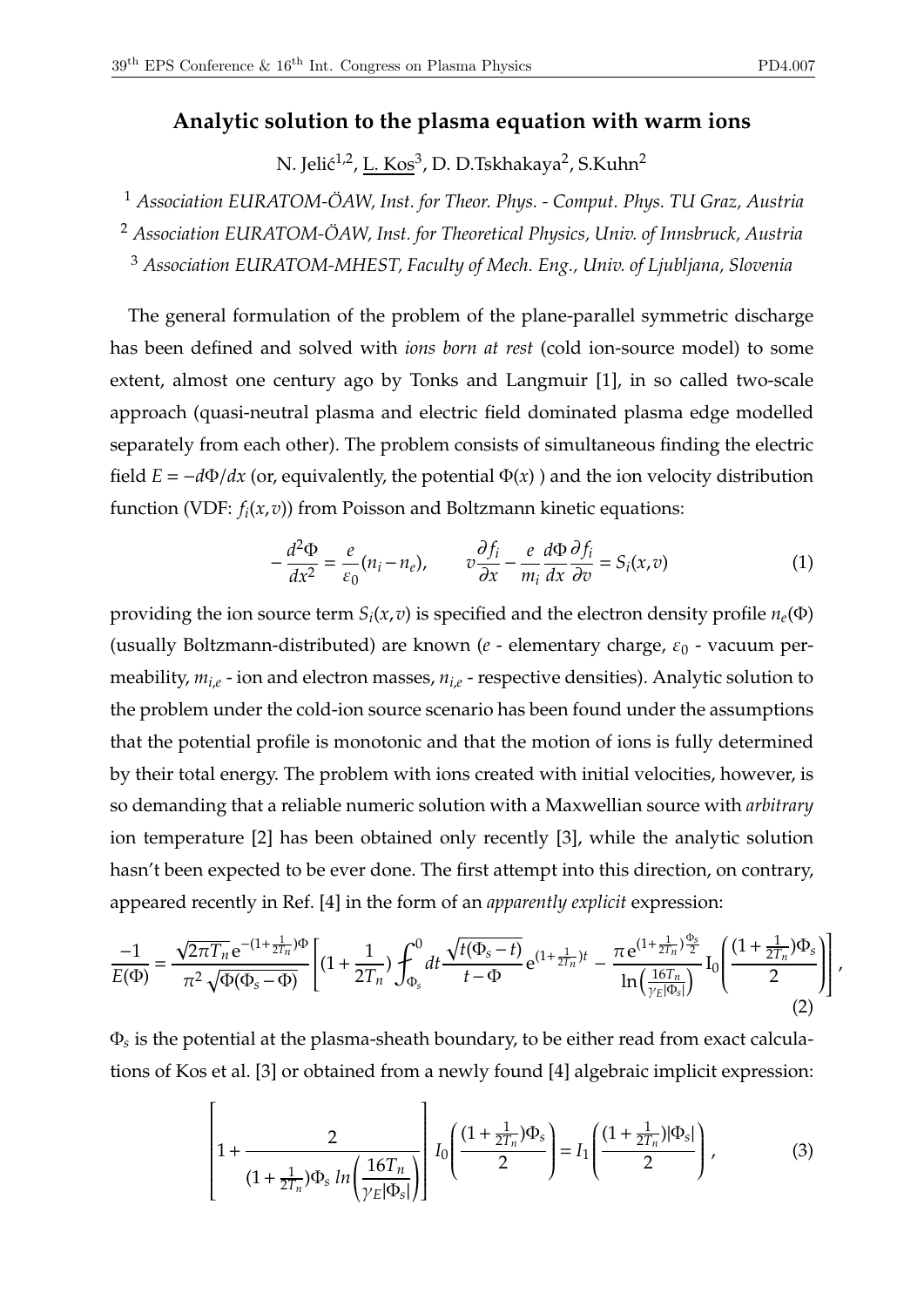# Analytic solution to the plasma equation with warm ions

N. Jelić[1,2], L. Kos[3], D. D.Tskhakaya[2], S.Kuhn[2]

[1] *Association EURATOM-ÖAW, Inst. for Theor. Phys. - Comput. Phys. TU Graz, Austria*

[2] *Association EURATOM-ÖAW, Inst. for Theoretical Physics, Univ. of Innsbruck, Austria*

[3] *Association EURATOM-MHEST, Faculty of Mech. Eng., Univ. of Ljubljana, Slovenia*

The general formulation of the problem of the plane-parallel symmetric discharge has been defined and solved with *ions born at rest* (cold ion-source model) to some extent, almost one century ago by Tonks and Langmuir [1], in so called two-scale approach (quasi-neutral plasma and electric field dominated plasma edge modelled separately from each other). The problem consists of simultaneous finding the electric field $E = -d\Phi/dx$ (or, equivalently, the potential $\Phi(x)$ ) and the ion velocity distribution function (VDF: $f_i(x,v)$) from Poisson and Boltzmann kinetic equations:

$$-\frac{d^2\Phi}{dx^2} = \frac{e}{\varepsilon_0}(n_i - n_e), \qquad v\frac{\partial f_i}{\partial x} - \frac{e}{m_i}\frac{d\Phi}{dx}\frac{\partial f_i}{\partial v} = S_i(x,v) \tag{1}$$

providing the ion source term $S_i(x,v)$ is specified and the electron density profile $n_e(\Phi)$ (usually Boltzmann-distributed) are known ($e$ - elementary charge, $\varepsilon_0$ - vacuum permeability, $m_{i,e}$ - ion and electron masses, $n_{i,e}$ - respective densities). Analytic solution to the problem under the cold-ion source scenario has been found under the assumptions that the potential profile is monotonic and that the motion of ions is fully determined by their total energy. The problem with ions created with initial velocities, however, is so demanding that a reliable numeric solution with a Maxwellian source with *arbitrary* ion temperature [2] has been obtained only recently [3], while the analytic solution hasn't been expected to be ever done. The first attempt into this direction, on contrary, appeared recently in Ref. [4] in the form of an *apparently explicit* expression:

$$\frac{-1}{E(\Phi)} = \frac{\sqrt{2\pi T_n}\,\mathrm{e}^{-(1+\frac{1}{2T_n})\Phi}}{\pi^2\sqrt{\Phi(\Phi_s - \Phi)}}\left[(1+\frac{1}{2T_n})\fint_{\Phi_s}^{0} dt\frac{\sqrt{t(\Phi_s - t)}}{t-\Phi}\,\mathrm{e}^{(1+\frac{1}{2T_n})t} - \frac{\pi\,\mathrm{e}^{(1+\frac{1}{2T_n})\frac{\Phi_s}{2}}}{\ln\left(\frac{16T_n}{\gamma_E|\Phi_s|}\right)}\mathrm{I}_0\left(\frac{(1+\frac{1}{2T_n})\Phi_s}{2}\right)\right], \tag{2}$$

$\Phi_s$ is the potential at the plasma-sheath boundary, to be either read from exact calculations of Kos et al. [3] or obtained from a newly found [4] algebraic implicit expression:

$$\left[1 + \frac{2}{(1+\frac{1}{2T_n})\Phi_s\, ln\left(\frac{16T_n}{\gamma_E|\Phi_s|}\right)}\right] I_0\left(\frac{(1+\frac{1}{2T_n})\Phi_s}{2}\right) = I_1\left(\frac{(1+\frac{1}{2T_n})|\Phi_s|}{2}\right), \tag{3}$$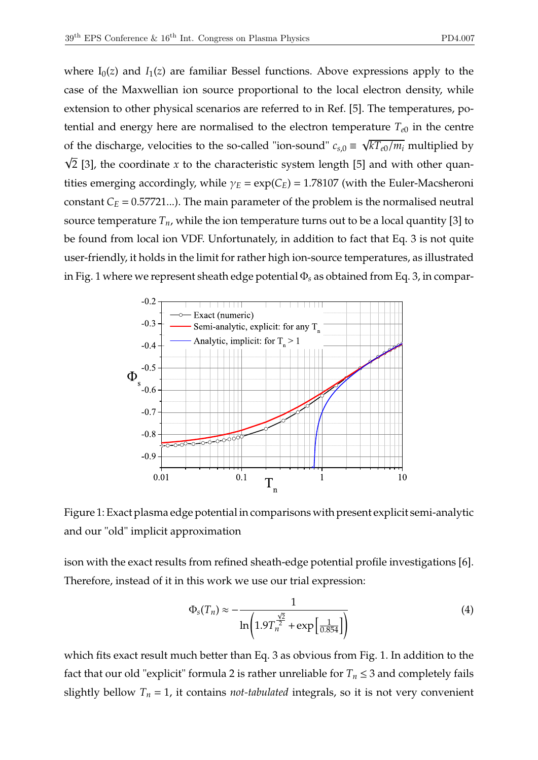where $I_0(z)$ and $I_1(z)$ are familiar Bessel functions. Above expressions apply to the case of the Maxwellian ion source proportional to the local electron density, while extension to other physical scenarios are referred to in Ref. [5]. The temperatures, potential and energy here are normalised to the electron temperature $T_{e0}$ in the centre of the discharge, velocities to the so-called "ion-sound" $c_{s,0} \equiv \sqrt{kT_{e0}/m_i}$ multiplied by $\sqrt{2}$ [3], the coordinate $x$ to the characteristic system length [5] and with other quantities emerging accordingly, while $\gamma_E = \exp(C_E) = 1.78107$ (with the Euler-Macsheroni constant $C_E = 0.57721...$). The main parameter of the problem is the normalised neutral source temperature $T_n$, while the ion temperature turns out to be a local quantity [3] to be found from local ion VDF. Unfortunately, in addition to fact that Eq. 3 is not quite user-friendly, it holds in the limit for rather high ion-source temperatures, as illustrated in Fig. 1 where we represent sheath edge potential $\Phi_s$ as obtained from Eq. 3, in comparison with the exact results from refined sheath-edge potential profile investigations [6]. Therefore, instead of it in this work we use our trial expression:

Figure 1: Exact plasma edge potential in comparisons with present explicit semi-analytic and our "old" implicit approximation

$$\Phi_s(T_n) \approx -\frac{1}{\ln\left(1.9T_n^{\frac{\sqrt{2}}{2}} + \exp\left[\frac{1}{0.854}\right]\right)} \tag{4}$$

which fits exact result much better than Eq. 3 as obvious from Fig. 1. In addition to the fact that our old "explicit" formula 2 is rather unreliable for $T_n \leq 3$ and completely fails slightly bellow $T_n = 1$, it contains *not-tabulated* integrals, so it is not very convenient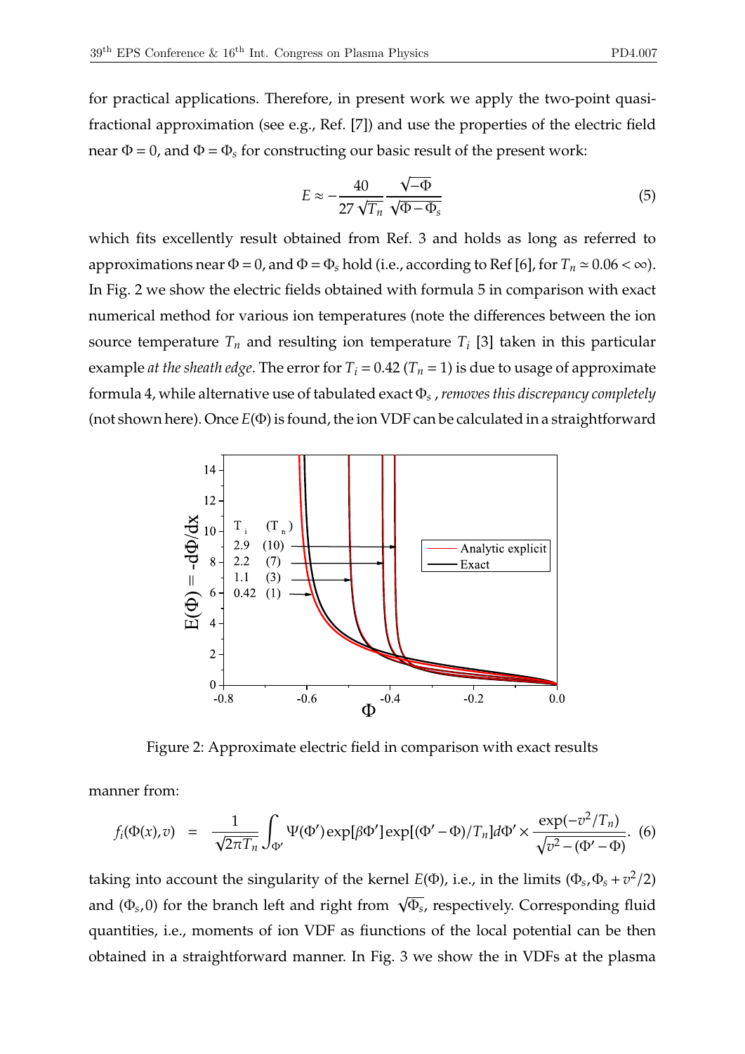for practical applications. Therefore, in present work we apply the two-point quasi-fractional approximation (see e.g., Ref. [7]) and use the properties of the electric field near $\Phi = 0$, and $\Phi = \Phi_s$ for constructing our basic result of the present work:

$$E \approx -\frac{40}{27\sqrt{T_n}} \frac{\sqrt{-\Phi}}{\sqrt{\Phi - \Phi_s}} \tag{5}$$

which fits excellently result obtained from Ref. 3 and holds as long as referred to approximations near $\Phi = 0$, and $\Phi = \Phi_s$ hold (i.e., according to Ref [6], for $T_n \simeq 0.06 < \infty$). In Fig. 2 we show the electric fields obtained with formula 5 in comparison with exact numerical method for various ion temperatures (note the differences between the ion source temperature $T_n$ and resulting ion temperature $T_i$ [3] taken in this particular example *at the sheath edge*. The error for $T_i = 0.42$ ($T_n = 1$) is due to usage of approximate formula 4, while alternative use of tabulated exact $\Phi_s$ , *removes this discrepancy completely* (not shown here). Once $E(\Phi)$ is found, the ion VDF can be calculated in a straightforward

Figure 2: Approximate electric field in comparison with exact results

manner from:

$$f_i(\Phi(x), v) \;\; = \;\; \frac{1}{\sqrt{2\pi T_n}} \int_{\Phi'} \Psi(\Phi') \exp[\beta \Phi'] \exp[(\Phi' - \Phi)/T_n] d\Phi' \times \frac{\exp(-v^2/T_n)}{\sqrt{v^2 - (\Phi' - \Phi)}}. \tag{6}$$

taking into account the singularity of the kernel $E(\Phi)$, i.e., in the limits $(\Phi_s, \Phi_s + v^2/2)$ and $(\Phi_s, 0)$ for the branch left and right from $\sqrt{\Phi_s}$, respectively. Corresponding fluid quantities, i.e., moments of ion VDF as fiunctions of the local potential can be then obtained in a straightforward manner. In Fig. 3 we show the in VDFs at the plasma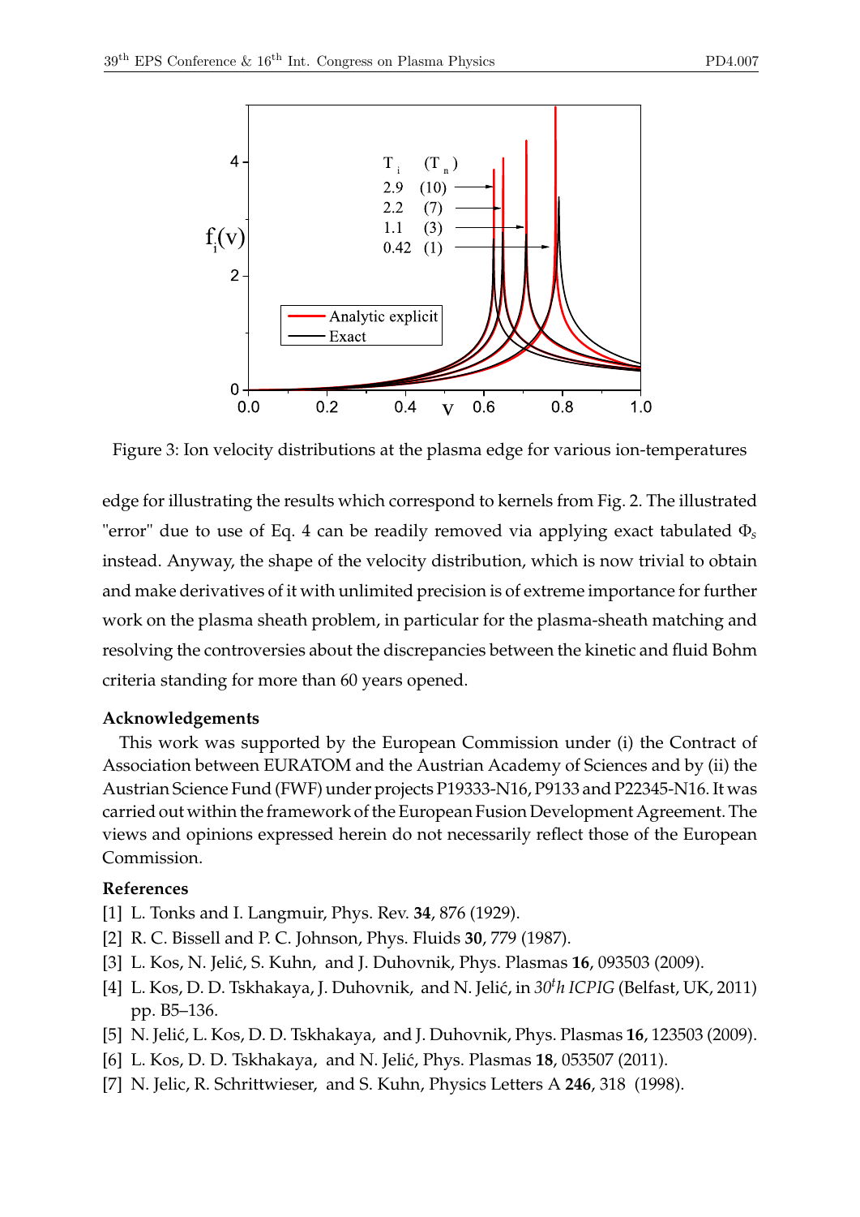$T_i$ $(T_n)$
2.9 (10)
2.2 (7)
1.1 (3)
0.42 (1)

$f_i(v)$

Analytic explicit
Exact

0.0 0.2 0.4 v 0.6 0.8 1.0

0 2 4

Figure 3: Ion velocity distributions at the plasma edge for various ion-temperatures

edge for illustrating the results which correspond to kernels from Fig. 2. The illustrated "error" due to use of Eq. 4 can be readily removed via applying exact tabulated $\Phi_s$ instead. Anyway, the shape of the velocity distribution, which is now trivial to obtain and make derivatives of it with unlimited precision is of extreme importance for further work on the plasma sheath problem, in particular for the plasma-sheath matching and resolving the controversies about the discrepancies between the kinetic and fluid Bohm criteria standing for more than 60 years opened.

### Acknowledgements

This work was supported by the European Commission under (i) the Contract of Association between EURATOM and the Austrian Academy of Sciences and by (ii) the Austrian Science Fund (FWF) under projects P19333-N16, P9133 and P22345-N16. It was carried out within the framework of the European Fusion Development Agreement. The views and opinions expressed herein do not necessarily reflect those of the European Commission.

### References

[1] L. Tonks and I. Langmuir, Phys. Rev. **34**, 876 (1929).

[2] R. C. Bissell and P. C. Johnson, Phys. Fluids **30**, 779 (1987).

[3] L. Kos, N. Jelić, S. Kuhn, and J. Duhovnik, Phys. Plasmas **16**, 093503 (2009).

[4] L. Kos, D. D. Tskhakaya, J. Duhovnik, and N. Jelić, in *30th ICPIG* (Belfast, UK, 2011) pp. B5–136.

[5] N. Jelić, L. Kos, D. D. Tskhakaya, and J. Duhovnik, Phys. Plasmas **16**, 123503 (2009).

[6] L. Kos, D. D. Tskhakaya, and N. Jelić, Phys. Plasmas **18**, 053507 (2011).

[7] N. Jelic, R. Schrittwieser, and S. Kuhn, Physics Letters A **246**, 318 (1998).